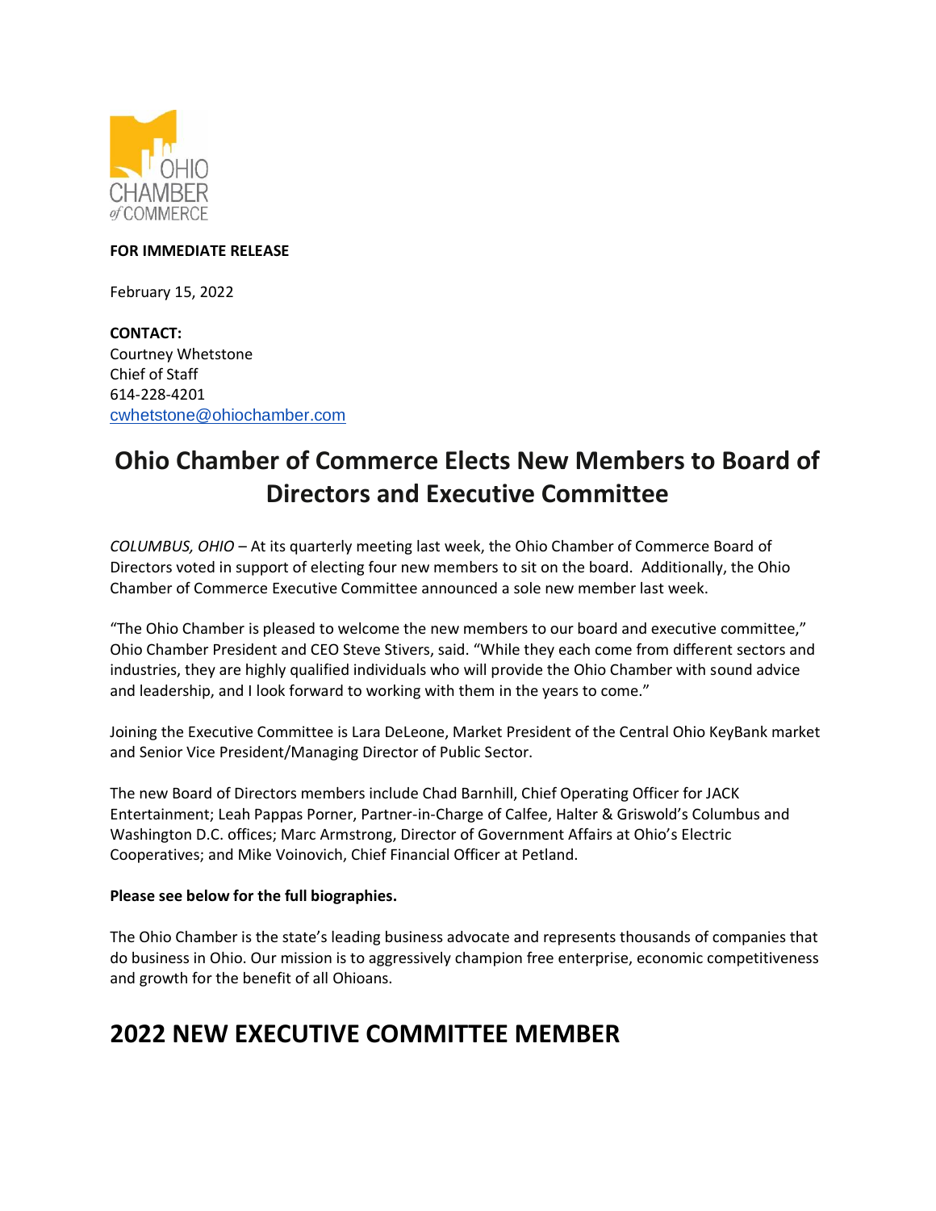OHIO CHAMBER of COMMERCE

**FOR IMMEDIATE RELEASE**

February 15, 2022

**CONTACT:**
Courtney Whetstone
Chief of Staff
614-228-4201
cwhetstone@ohiochamber.com

# Ohio Chamber of Commerce Elects New Members to Board of Directors and Executive Committee

*COLUMBUS, OHIO* – At its quarterly meeting last week, the Ohio Chamber of Commerce Board of Directors voted in support of electing four new members to sit on the board. Additionally, the Ohio Chamber of Commerce Executive Committee announced a sole new member last week.

"The Ohio Chamber is pleased to welcome the new members to our board and executive committee," Ohio Chamber President and CEO Steve Stivers, said. "While they each come from different sectors and industries, they are highly qualified individuals who will provide the Ohio Chamber with sound advice and leadership, and I look forward to working with them in the years to come."

Joining the Executive Committee is Lara DeLeone, Market President of the Central Ohio KeyBank market and Senior Vice President/Managing Director of Public Sector.

The new Board of Directors members include Chad Barnhill, Chief Operating Officer for JACK Entertainment; Leah Pappas Porner, Partner-in-Charge of Calfee, Halter & Griswold's Columbus and Washington D.C. offices; Marc Armstrong, Director of Government Affairs at Ohio's Electric Cooperatives; and Mike Voinovich, Chief Financial Officer at Petland.

**Please see below for the full biographies.**

The Ohio Chamber is the state's leading business advocate and represents thousands of companies that do business in Ohio. Our mission is to aggressively champion free enterprise, economic competitiveness and growth for the benefit of all Ohioans.

## 2022 NEW EXECUTIVE COMMITTEE MEMBER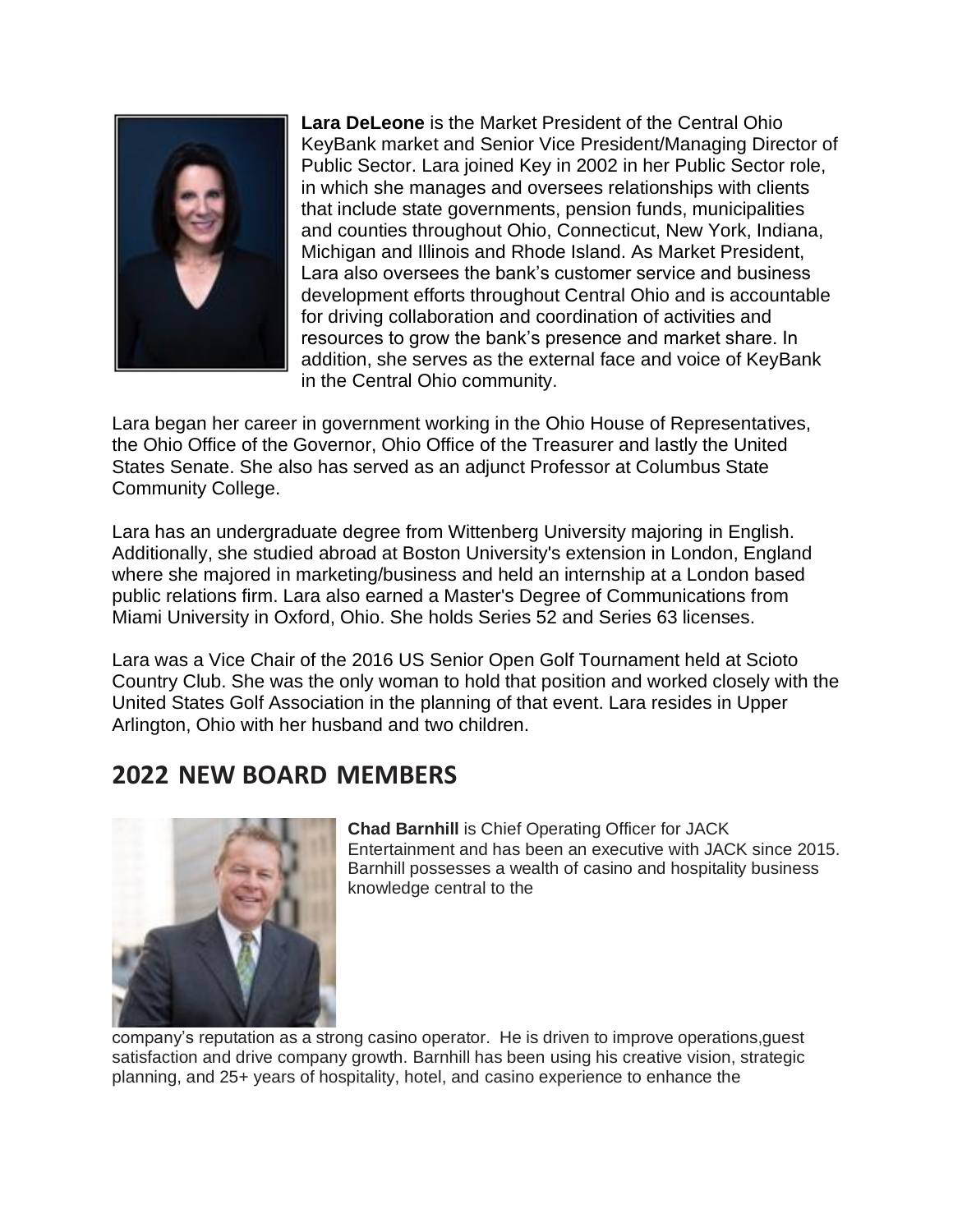**Lara DeLeone** is the Market President of the Central Ohio KeyBank market and Senior Vice President/Managing Director of Public Sector. Lara joined Key in 2002 in her Public Sector role, in which she manages and oversees relationships with clients that include state governments, pension funds, municipalities and counties throughout Ohio, Connecticut, New York, Indiana, Michigan and Illinois and Rhode Island. As Market President, Lara also oversees the bank's customer service and business development efforts throughout Central Ohio and is accountable for driving collaboration and coordination of activities and resources to grow the bank's presence and market share. In addition, she serves as the external face and voice of KeyBank in the Central Ohio community.

Lara began her career in government working in the Ohio House of Representatives, the Ohio Office of the Governor, Ohio Office of the Treasurer and lastly the United States Senate. She also has served as an adjunct Professor at Columbus State Community College.

Lara has an undergraduate degree from Wittenberg University majoring in English. Additionally, she studied abroad at Boston University's extension in London, England where she majored in marketing/business and held an internship at a London based public relations firm. Lara also earned a Master's Degree of Communications from Miami University in Oxford, Ohio. She holds Series 52 and Series 63 licenses.

Lara was a Vice Chair of the 2016 US Senior Open Golf Tournament held at Scioto Country Club. She was the only woman to hold that position and worked closely with the United States Golf Association in the planning of that event. Lara resides in Upper Arlington, Ohio with her husband and two children.

## 2022 NEW BOARD MEMBERS

**Chad Barnhill** is Chief Operating Officer for JACK Entertainment and has been an executive with JACK since 2015. Barnhill possesses a wealth of casino and hospitality business knowledge central to the company's reputation as a strong casino operator. He is driven to improve operations,guest satisfaction and drive company growth. Barnhill has been using his creative vision, strategic planning, and 25+ years of hospitality, hotel, and casino experience to enhance the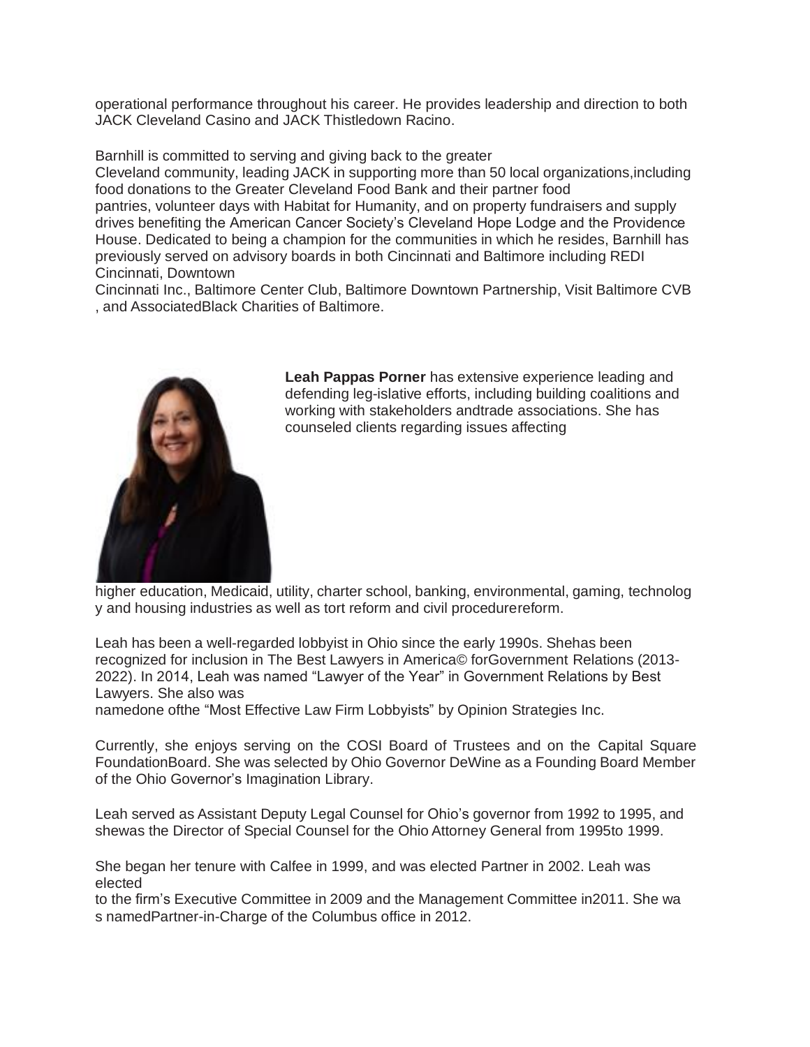operational performance throughout his career. He provides leadership and direction to both JACK Cleveland Casino and JACK Thistledown Racino.

Barnhill is committed to serving and giving back to the greater Cleveland community, leading JACK in supporting more than 50 local organizations,including food donations to the Greater Cleveland Food Bank and their partner food pantries, volunteer days with Habitat for Humanity, and on property fundraisers and supply drives benefiting the American Cancer Society's Cleveland Hope Lodge and the Providence House. Dedicated to being a champion for the communities in which he resides, Barnhill has previously served on advisory boards in both Cincinnati and Baltimore including REDI Cincinnati, Downtown Cincinnati Inc., Baltimore Center Club, Baltimore Downtown Partnership, Visit Baltimore CVB , and AssociatedBlack Charities of Baltimore.

**Leah Pappas Porner** has extensive experience leading and defending leg-islative efforts, including building coalitions and working with stakeholders andtrade associations. She has counseled clients regarding issues affecting higher education, Medicaid, utility, charter school, banking, environmental, gaming, technology and housing industries as well as tort reform and civil procedurereform.

Leah has been a well-regarded lobbyist in Ohio since the early 1990s. Shehas been recognized for inclusion in The Best Lawyers in America© forGovernment Relations (2013-2022). In 2014, Leah was named "Lawyer of the Year" in Government Relations by Best Lawyers. She also was namedone ofthe "Most Effective Law Firm Lobbyists" by Opinion Strategies Inc.

Currently, she enjoys serving on the COSI Board of Trustees and on the Capital Square FoundationBoard. She was selected by Ohio Governor DeWine as a Founding Board Member of the Ohio Governor's Imagination Library.

Leah served as Assistant Deputy Legal Counsel for Ohio's governor from 1992 to 1995, and shewas the Director of Special Counsel for the Ohio Attorney General from 1995to 1999.

She began her tenure with Calfee in 1999, and was elected Partner in 2002. Leah was elected to the firm's Executive Committee in 2009 and the Management Committee in2011. She was namedPartner-in-Charge of the Columbus office in 2012.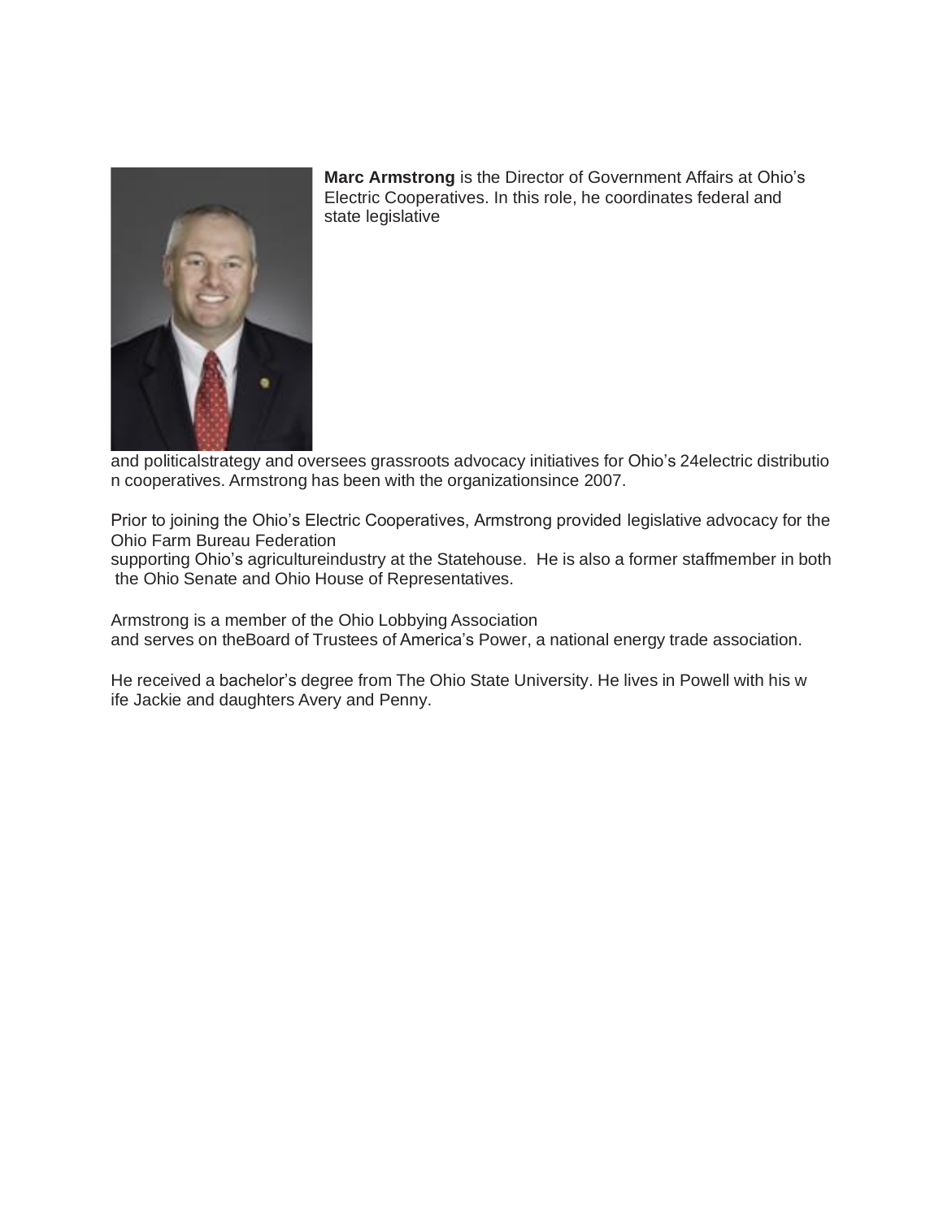**Marc Armstrong** is the Director of Government Affairs at Ohio's Electric Cooperatives. In this role, he coordinates federal and state legislative and politicalstrategy and oversees grassroots advocacy initiatives for Ohio's 24electric distribution cooperatives. Armstrong has been with the organizationsince 2007.

Prior to joining the Ohio's Electric Cooperatives, Armstrong provided legislative advocacy for the Ohio Farm Bureau Federation supporting Ohio's agricultureindustry at the Statehouse. He is also a former staffmember in both the Ohio Senate and Ohio House of Representatives.

Armstrong is a member of the Ohio Lobbying Association and serves on theBoard of Trustees of America's Power, a national energy trade association.

He received a bachelor's degree from The Ohio State University. He lives in Powell with his wife Jackie and daughters Avery and Penny.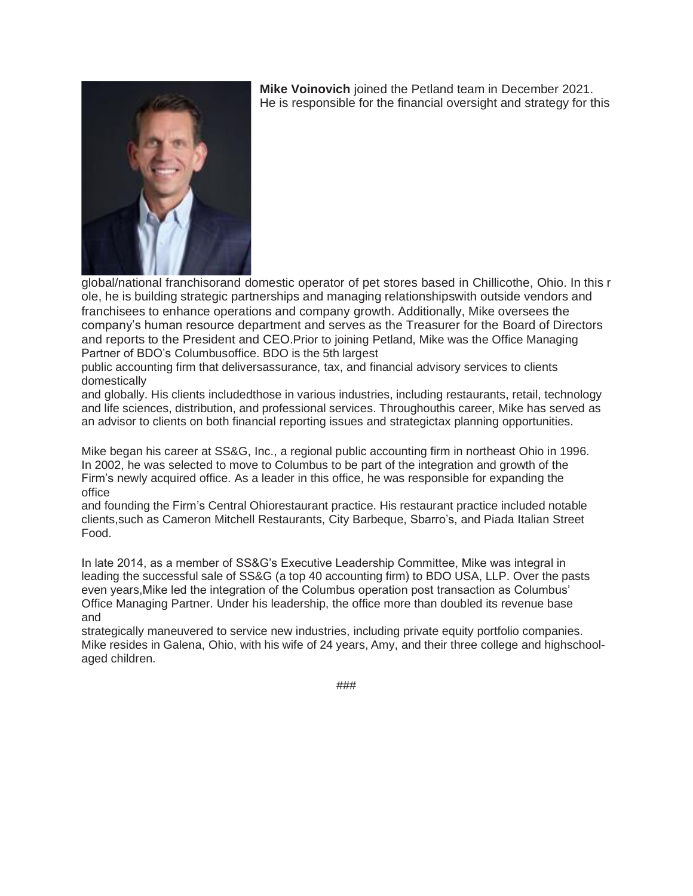**Mike Voinovich** joined the Petland team in December 2021. He is responsible for the financial oversight and strategy for this global/national franchisorand domestic operator of pet stores based in Chillicothe, Ohio. In this role, he is building strategic partnerships and managing relationshipswith outside vendors and franchisees to enhance operations and company growth. Additionally, Mike oversees the company's human resource department and serves as the Treasurer for the Board of Directors and reports to the President and CEO.Prior to joining Petland, Mike was the Office Managing Partner of BDO's Columbusoffice. BDO is the 5th largest public accounting firm that deliversassurance, tax, and financial advisory services to clients domestically and globally. His clients includedthose in various industries, including restaurants, retail, technology and life sciences, distribution, and professional services. Throughouthis career, Mike has served as an advisor to clients on both financial reporting issues and strategictax planning opportunities.

Mike began his career at SS&G, Inc., a regional public accounting firm in northeast Ohio in 1996. In 2002, he was selected to move to Columbus to be part of the integration and growth of the Firm's newly acquired office. As a leader in this office, he was responsible for expanding the office and founding the Firm's Central Ohiorestaurant practice. His restaurant practice included notable clients,such as Cameron Mitchell Restaurants, City Barbeque, Sbarro's, and Piada Italian Street Food.

In late 2014, as a member of SS&G's Executive Leadership Committee, Mike was integral in leading the successful sale of SS&G (a top 40 accounting firm) to BDO USA, LLP. Over the pasts even years,Mike led the integration of the Columbus operation post transaction as Columbus' Office Managing Partner. Under his leadership, the office more than doubled its revenue base and strategically maneuvered to service new industries, including private equity portfolio companies. Mike resides in Galena, Ohio, with his wife of 24 years, Amy, and their three college and highschool-aged children.

###